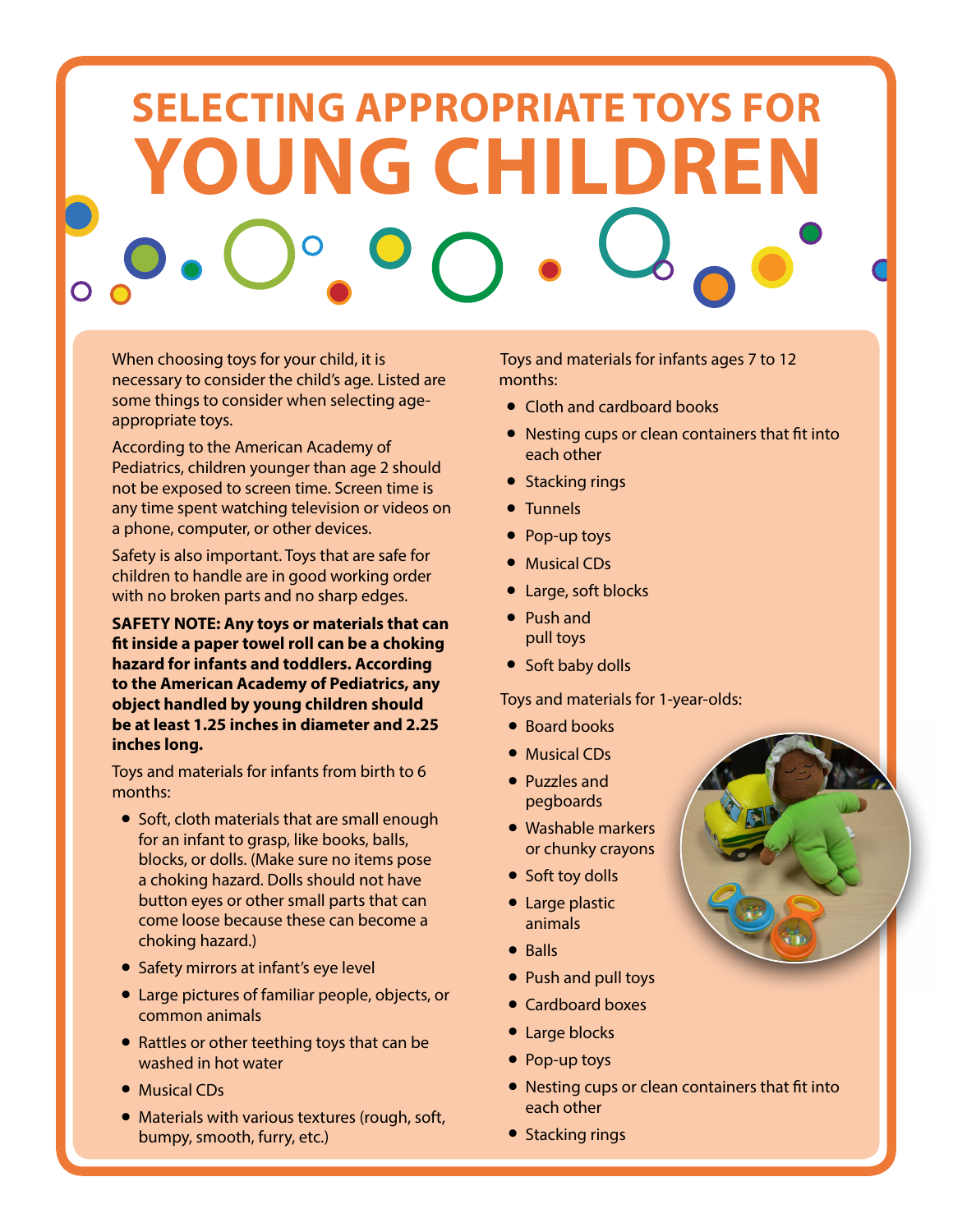# SELECTING APPROPRIATE TOYS FOR YOUNG CHILDREN

When choosing toys for your child, it is necessary to consider the child's age. Listed are some things to consider when selecting age-appropriate toys.

According to the American Academy of Pediatrics, children younger than age 2 should not be exposed to screen time. Screen time is any time spent watching television or videos on a phone, computer, or other devices.

Safety is also important. Toys that are safe for children to handle are in good working order with no broken parts and no sharp edges.

**SAFETY NOTE: Any toys or materials that can fit inside a paper towel roll can be a choking hazard for infants and toddlers. According to the American Academy of Pediatrics, any object handled by young children should be at least 1.25 inches in diameter and 2.25 inches long.**

Toys and materials for infants from birth to 6 months:

- Soft, cloth materials that are small enough for an infant to grasp, like books, balls, blocks, or dolls. (Make sure no items pose a choking hazard. Dolls should not have button eyes or other small parts that can come loose because these can become a choking hazard.)
- Safety mirrors at infant's eye level
- Large pictures of familiar people, objects, or common animals
- Rattles or other teething toys that can be washed in hot water
- Musical CDs
- Materials with various textures (rough, soft, bumpy, smooth, furry, etc.)

Toys and materials for infants ages 7 to 12 months:

- Cloth and cardboard books
- Nesting cups or clean containers that fit into each other
- Stacking rings
- Tunnels
- Pop-up toys
- Musical CDs
- Large, soft blocks
- Push and pull toys
- Soft baby dolls

Toys and materials for 1-year-olds:

- Board books
- Musical CDs
- Puzzles and pegboards
- Washable markers or chunky crayons
- Soft toy dolls
- Large plastic animals
- Balls
- Push and pull toys
- Cardboard boxes
- Large blocks
- Pop-up toys
- Nesting cups or clean containers that fit into each other
- Stacking rings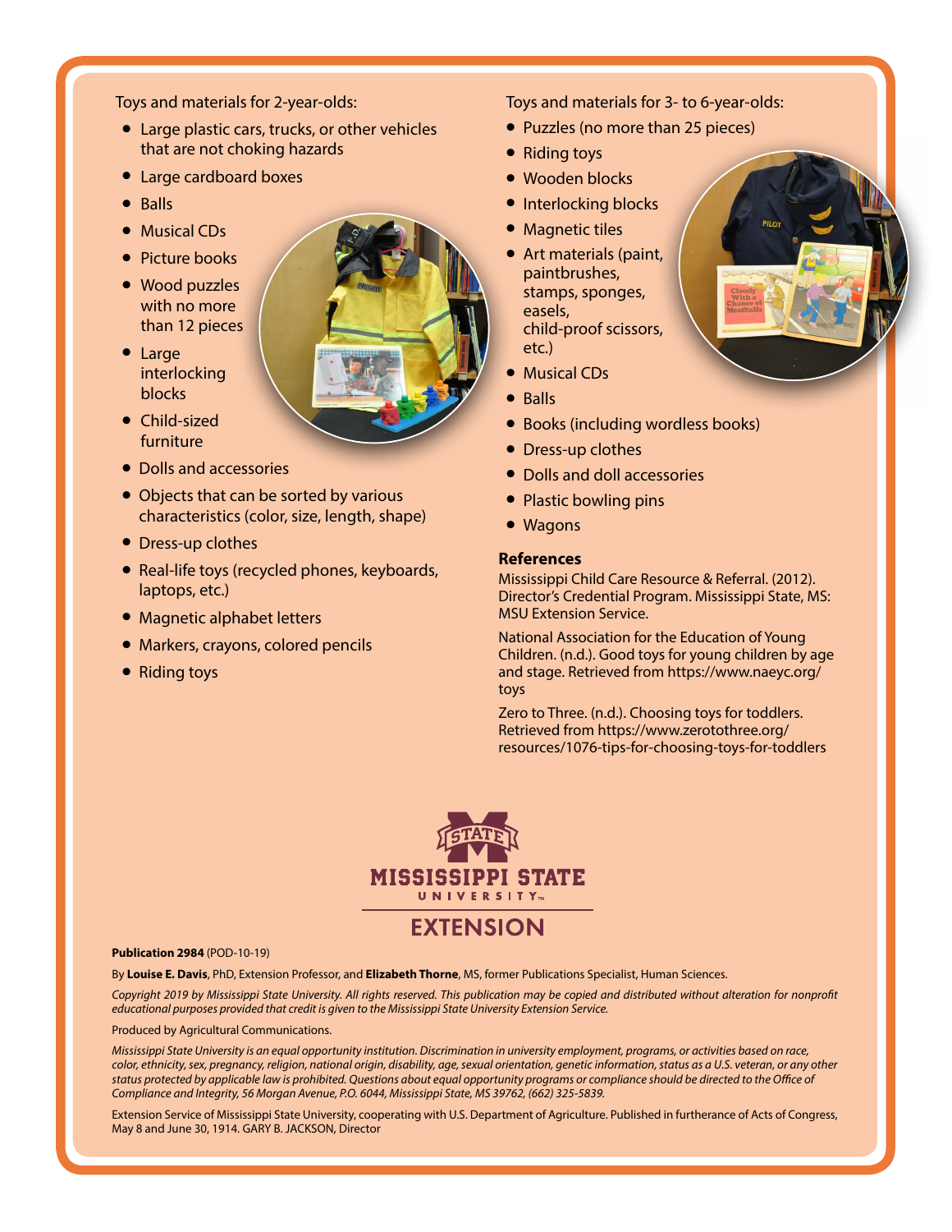Toys and materials for 2-year-olds:

- Large plastic cars, trucks, or other vehicles that are not choking hazards
- Large cardboard boxes
- Balls
- Musical CDs
- Picture books
- Wood puzzles with no more than 12 pieces
- Large interlocking blocks
- Child-sized furniture
- Dolls and accessories
- Objects that can be sorted by various characteristics (color, size, length, shape)
- Dress-up clothes
- Real-life toys (recycled phones, keyboards, laptops, etc.)
- Magnetic alphabet letters
- Markers, crayons, colored pencils
- Riding toys

Toys and materials for 3- to 6-year-olds:

- Puzzles (no more than 25 pieces)
- Riding toys
- Wooden blocks
- Interlocking blocks
- Magnetic tiles
- Art materials (paint, paintbrushes, stamps, sponges, easels, child-proof scissors, etc.)
- Musical CDs
- Balls
- Books (including wordless books)
- Dress-up clothes
- Dolls and doll accessories
- Plastic bowling pins
- Wagons

**References**

Mississippi Child Care Resource & Referral. (2012). Director's Credential Program. Mississippi State, MS: MSU Extension Service.

National Association for the Education of Young Children. (n.d.). Good toys for young children by age and stage. Retrieved from https://www.naeyc.org/toys

Zero to Three. (n.d.). Choosing toys for toddlers. Retrieved from https://www.zerotothree.org/resources/1076-tips-for-choosing-toys-for-toddlers

MISSISSIPPI STATE UNIVERSITY™ EXTENSION

**Publication 2984** (POD-10-19)

By **Louise E. Davis**, PhD, Extension Professor, and **Elizabeth Thorne**, MS, former Publications Specialist, Human Sciences.

*Copyright 2019 by Mississippi State University. All rights reserved. This publication may be copied and distributed without alteration for nonprofit educational purposes provided that credit is given to the Mississippi State University Extension Service.*

Produced by Agricultural Communications.

*Mississippi State University is an equal opportunity institution. Discrimination in university employment, programs, or activities based on race, color, ethnicity, sex, pregnancy, religion, national origin, disability, age, sexual orientation, genetic information, status as a U.S. veteran, or any other status protected by applicable law is prohibited. Questions about equal opportunity programs or compliance should be directed to the Office of Compliance and Integrity, 56 Morgan Avenue, P.O. 6044, Mississippi State, MS 39762, (662) 325-5839.*

Extension Service of Mississippi State University, cooperating with U.S. Department of Agriculture. Published in furtherance of Acts of Congress, May 8 and June 30, 1914. GARY B. JACKSON, Director